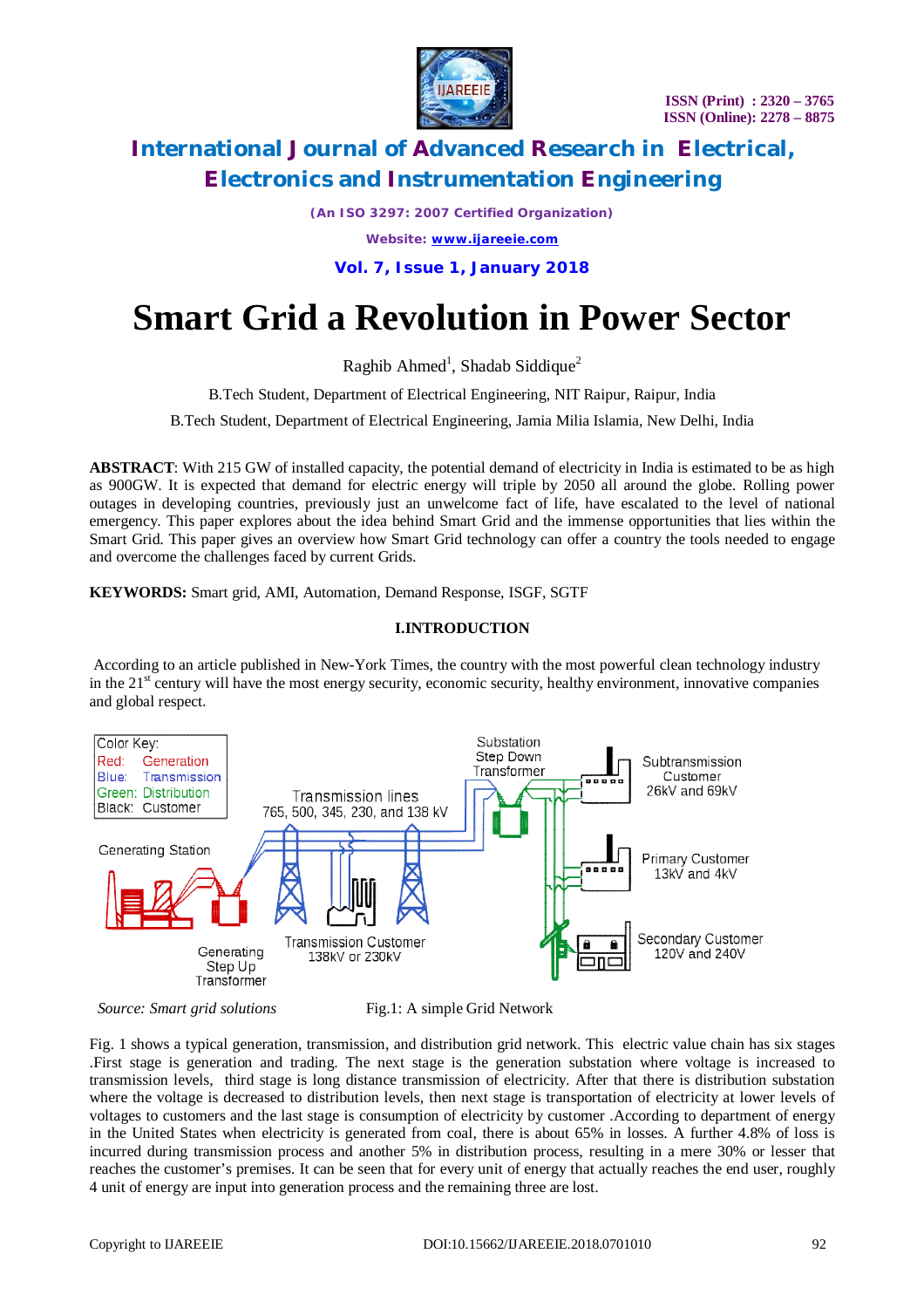# Smart Grid a Revolution in Power Sector

Raghib Ahmed[1], Shadab Siddique[2]

B.Tech Student, Department of Electrical Engineering, NIT Raipur, Raipur, India

B.Tech Student, Department of Electrical Engineering, Jamia Milia Islamia, New Delhi, India

**ABSTRACT**: With 215 GW of installed capacity, the potential demand of electricity in India is estimated to be as high as 900GW. It is expected that demand for electric energy will triple by 2050 all around the globe. Rolling power outages in developing countries, previously just an unwelcome fact of life, have escalated to the level of national emergency. This paper explores about the idea behind Smart Grid and the immense opportunities that lies within the Smart Grid. This paper gives an overview how Smart Grid technology can offer a country the tools needed to engage and overcome the challenges faced by current Grids.

**KEYWORDS:** Smart grid, AMI, Automation, Demand Response, ISGF, SGTF

## I.INTRODUCTION

According to an article published in New-York Times, the country with the most powerful clean technology industry in the 21st century will have the most energy security, economic security, healthy environment, innovative companies and global respect.

*Source: Smart grid solutions*

Fig.1: A simple Grid Network

Fig. 1 shows a typical generation, transmission, and distribution grid network. This electric value chain has six stages .First stage is generation and trading. The next stage is the generation substation where voltage is increased to transmission levels, third stage is long distance transmission of electricity. After that there is distribution substation where the voltage is decreased to distribution levels, then next stage is transportation of electricity at lower levels of voltages to customers and the last stage is consumption of electricity by customer .According to department of energy in the United States when electricity is generated from coal, there is about 65% in losses. A further 4.8% of loss is incurred during transmission process and another 5% in distribution process, resulting in a mere 30% or lesser that reaches the customer's premises. It can be seen that for every unit of energy that actually reaches the end user, roughly 4 unit of energy are input into generation process and the remaining three are lost.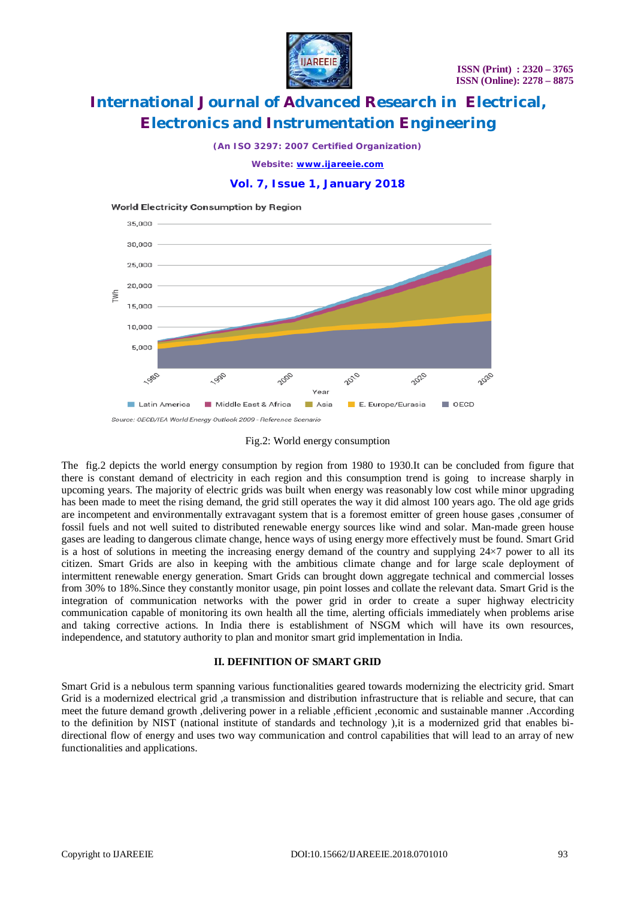World Electricity Consumption by Region

Source: OECD/IEA World Energy Outlook 2009 - Reference Scenario

Fig.2: World energy consumption

The fig.2 depicts the world energy consumption by region from 1980 to 1930.It can be concluded from figure that there is constant demand of electricity in each region and this consumption trend is going to increase sharply in upcoming years. The majority of electric grids was built when energy was reasonably low cost while minor upgrading has been made to meet the rising demand, the grid still operates the way it did almost 100 years ago. The old age grids are incompetent and environmentally extravagant system that is a foremost emitter of green house gases ,consumer of fossil fuels and not well suited to distributed renewable energy sources like wind and solar. Man-made green house gases are leading to dangerous climate change, hence ways of using energy more effectively must be found. Smart Grid is a host of solutions in meeting the increasing energy demand of the country and supplying 24×7 power to all its citizen. Smart Grids are also in keeping with the ambitious climate change and for large scale deployment of intermittent renewable energy generation. Smart Grids can brought down aggregate technical and commercial losses from 30% to 18%.Since they constantly monitor usage, pin point losses and collate the relevant data. Smart Grid is the integration of communication networks with the power grid in order to create a super highway electricity communication capable of monitoring its own health all the time, alerting officials immediately when problems arise and taking corrective actions. In India there is establishment of NSGM which will have its own resources, independence, and statutory authority to plan and monitor smart grid implementation in India.

## II. DEFINITION OF SMART GRID

Smart Grid is a nebulous term spanning various functionalities geared towards modernizing the electricity grid. Smart Grid is a modernized electrical grid ,a transmission and distribution infrastructure that is reliable and secure, that can meet the future demand growth ,delivering power in a reliable ,efficient ,economic and sustainable manner .According to the definition by NIST (national institute of standards and technology ),it is a modernized grid that enables bi-directional flow of energy and uses two way communication and control capabilities that will lead to an array of new functionalities and applications.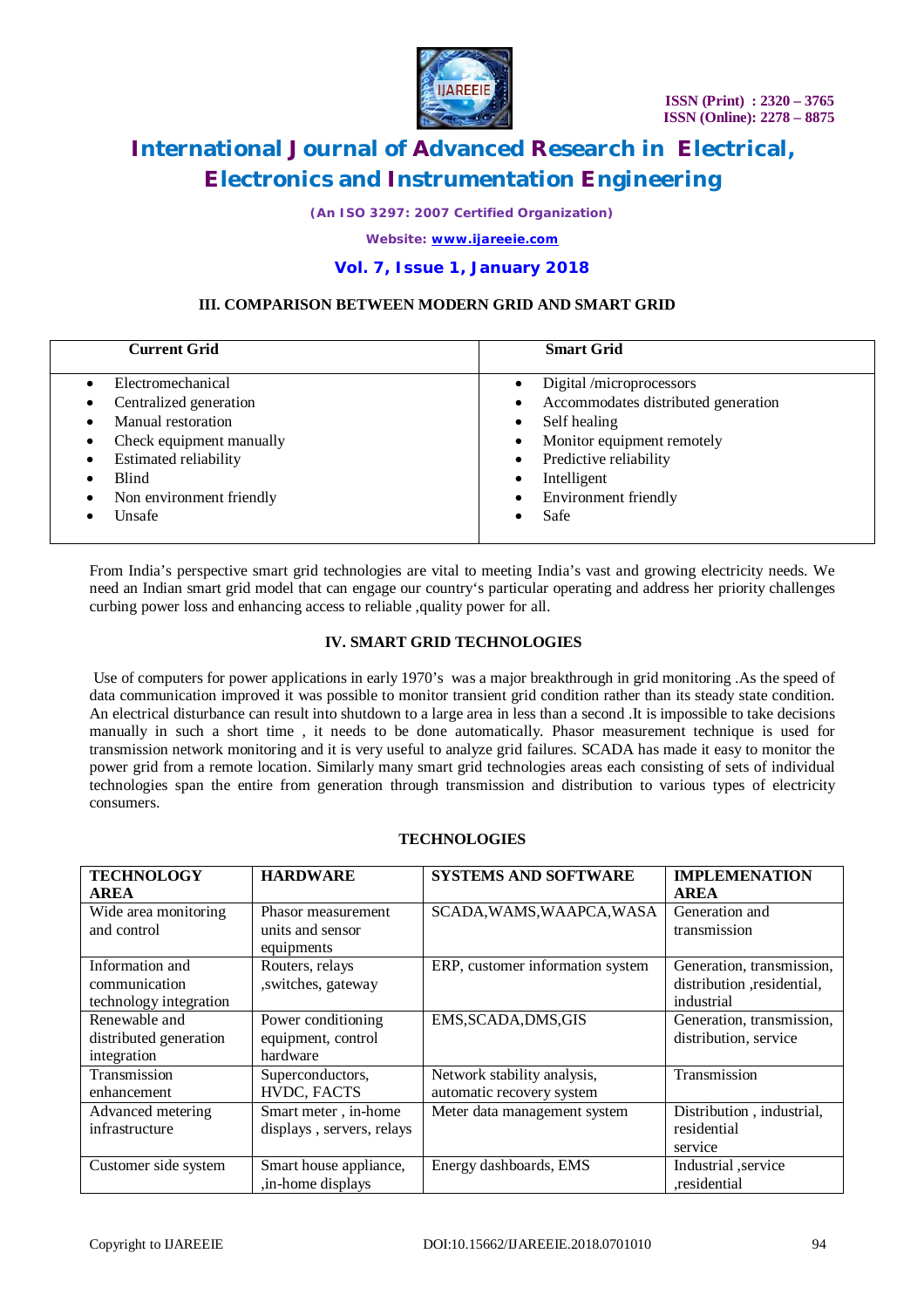### III. COMPARISON BETWEEN MODERN GRID AND SMART GRID

| Current Grid | Smart Grid |
|---|---|
| • Electromechanical<br>• Centralized generation<br>• Manual restoration<br>• Check equipment manually<br>• Estimated reliability<br>• Blind<br>• Non environment friendly<br>• Unsafe | • Digital /microprocessors<br>• Accommodates distributed generation<br>• Self healing<br>• Monitor equipment remotely<br>• Predictive reliability<br>• Intelligent<br>• Environment friendly<br>• Safe |

From India's perspective smart grid technologies are vital to meeting India's vast and growing electricity needs. We need an Indian smart grid model that can engage our country's particular operating and address her priority challenges curbing power loss and enhancing access to reliable ,quality power for all.

### IV. SMART GRID TECHNOLOGIES

Use of computers for power applications in early 1970's was a major breakthrough in grid monitoring .As the speed of data communication improved it was possible to monitor transient grid condition rather than its steady state condition. An electrical disturbance can result into shutdown to a large area in less than a second .It is impossible to take decisions manually in such a short time , it needs to be done automatically. Phasor measurement technique is used for transmission network monitoring and it is very useful to analyze grid failures. SCADA has made it easy to monitor the power grid from a remote location. Similarly many smart grid technologies areas each consisting of sets of individual technologies span the entire from generation through transmission and distribution to various types of electricity consumers.

**TECHNOLOGIES**

| TECHNOLOGY AREA | HARDWARE | SYSTEMS AND SOFTWARE | IMPLEMENATION AREA |
|---|---|---|---|
| Wide area monitoring and control | Phasor measurement units and sensor equipments | SCADA,WAMS,WAAPCA,WASA | Generation and transmission |
| Information and communication technology integration | Routers, relays ,switches, gateway | ERP, customer information system | Generation, transmission, distribution ,residential, industrial |
| Renewable and distributed generation integration | Power conditioning equipment, control hardware | EMS,SCADA,DMS,GIS | Generation, transmission, distribution, service |
| Transmission enhancement | Superconductors, HVDC, FACTS | Network stability analysis, automatic recovery system | Transmission |
| Advanced metering infrastructure | Smart meter , in-home displays , servers, relays | Meter data management system | Distribution , industrial, residential service |
| Customer side system | Smart house appliance, ,in-home displays | Energy dashboards, EMS | Industrial ,service ,residential |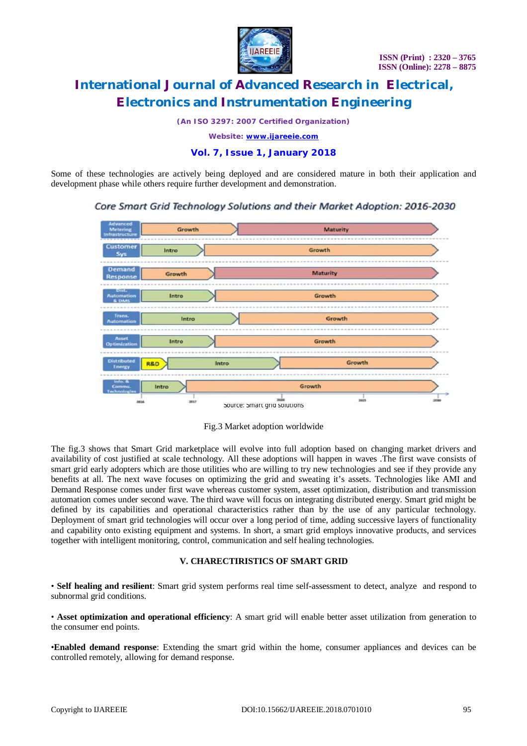Some of these technologies are actively being deployed and are considered mature in both their application and development phase while others require further development and demonstration.

Fig.3 Market adoption worldwide

The fig.3 shows that Smart Grid marketplace will evolve into full adoption based on changing market drivers and availability of cost justified at scale technology. All these adoptions will happen in waves .The first wave consists of smart grid early adopters which are those utilities who are willing to try new technologies and see if they provide any benefits at all. The next wave focuses on optimizing the grid and sweating it's assets. Technologies like AMI and Demand Response comes under first wave whereas customer system, asset optimization, distribution and transmission automation comes under second wave. The third wave will focus on integrating distributed energy. Smart grid might be defined by its capabilities and operational characteristics rather than by the use of any particular technology. Deployment of smart grid technologies will occur over a long period of time, adding successive layers of functionality and capability onto existing equipment and systems. In short, a smart grid employs innovative products, and services together with intelligent monitoring, control, communication and self healing technologies.

## V. CHARECTIRISTICS OF SMART GRID

• **Self healing and resilient**: Smart grid system performs real time self-assessment to detect, analyze and respond to subnormal grid conditions.

• **Asset optimization and operational efficiency**: A smart grid will enable better asset utilization from generation to the consumer end points.

•**Enabled demand response**: Extending the smart grid within the home, consumer appliances and devices can be controlled remotely, allowing for demand response.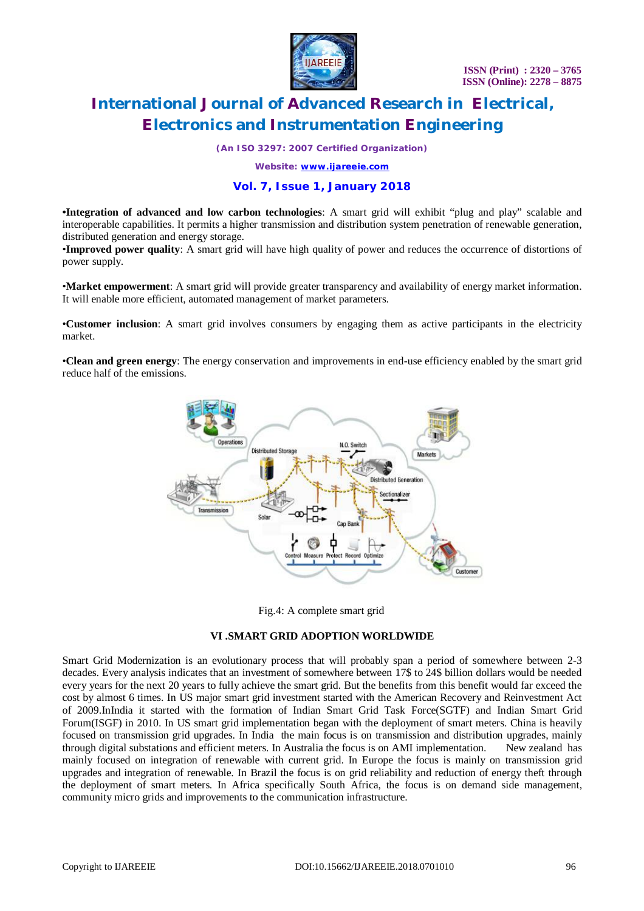**•Integration of advanced and low carbon technologies**: A smart grid will exhibit "plug and play" scalable and interoperable capabilities. It permits a higher transmission and distribution system penetration of renewable generation, distributed generation and energy storage.

**•Improved power quality**: A smart grid will have high quality of power and reduces the occurrence of distortions of power supply.

**•Market empowerment**: A smart grid will provide greater transparency and availability of energy market information. It will enable more efficient, automated management of market parameters.

**•Customer inclusion**: A smart grid involves consumers by engaging them as active participants in the electricity market.

**•Clean and green energy**: The energy conservation and improvements in end-use efficiency enabled by the smart grid reduce half of the emissions.

Fig.4: A complete smart grid

## VI .SMART GRID ADOPTION WORLDWIDE

Smart Grid Modernization is an evolutionary process that will probably span a period of somewhere between 2-3 decades. Every analysis indicates that an investment of somewhere between 17$ to 24$ billion dollars would be needed every years for the next 20 years to fully achieve the smart grid. But the benefits from this benefit would far exceed the cost by almost 6 times. In US major smart grid investment started with the American Recovery and Reinvestment Act of 2009.InIndia it started with the formation of Indian Smart Grid Task Force(SGTF) and Indian Smart Grid Forum(ISGF) in 2010. In US smart grid implementation began with the deployment of smart meters. China is heavily focused on transmission grid upgrades. In India the main focus is on transmission and distribution upgrades, mainly through digital substations and efficient meters. In Australia the focus is on AMI implementation. New zealand has mainly focused on integration of renewable with current grid. In Europe the focus is mainly on transmission grid upgrades and integration of renewable. In Brazil the focus is on grid reliability and reduction of energy theft through the deployment of smart meters. In Africa specifically South Africa, the focus is on demand side management, community micro grids and improvements to the communication infrastructure.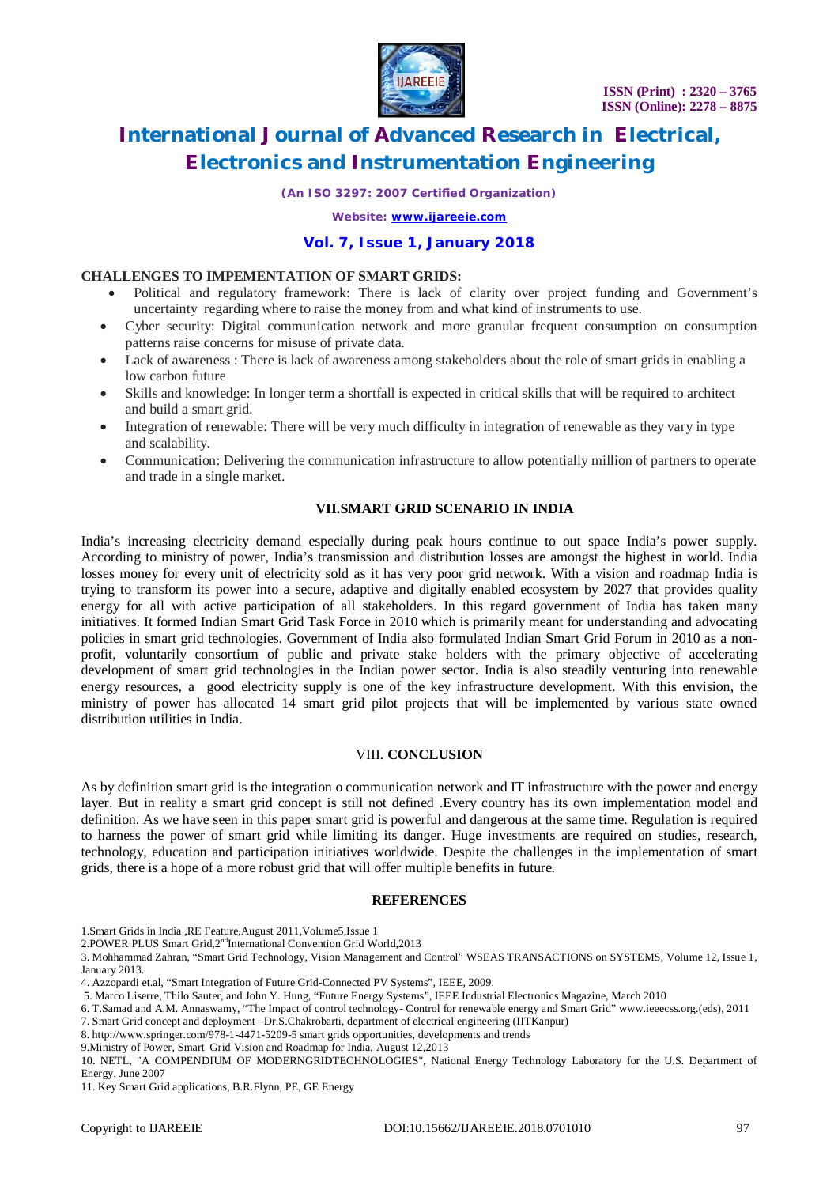**CHALLENGES TO IMPEMENTATION OF SMART GRIDS:**

- Political and regulatory framework: There is lack of clarity over project funding and Government's uncertainty regarding where to raise the money from and what kind of instruments to use.
- Cyber security: Digital communication network and more granular frequent consumption on consumption patterns raise concerns for misuse of private data.
- Lack of awareness : There is lack of awareness among stakeholders about the role of smart grids in enabling a low carbon future
- Skills and knowledge: In longer term a shortfall is expected in critical skills that will be required to architect and build a smart grid.
- Integration of renewable: There will be very much difficulty in integration of renewable as they vary in type and scalability.
- Communication: Delivering the communication infrastructure to allow potentially million of partners to operate and trade in a single market.

## VII.SMART GRID SCENARIO IN INDIA

India's increasing electricity demand especially during peak hours continue to out space India's power supply. According to ministry of power, India's transmission and distribution losses are amongst the highest in world. India losses money for every unit of electricity sold as it has very poor grid network. With a vision and roadmap India is trying to transform its power into a secure, adaptive and digitally enabled ecosystem by 2027 that provides quality energy for all with active participation of all stakeholders. In this regard government of India has taken many initiatives. It formed Indian Smart Grid Task Force in 2010 which is primarily meant for understanding and advocating policies in smart grid technologies. Government of India also formulated Indian Smart Grid Forum in 2010 as a non-profit, voluntarily consortium of public and private stake holders with the primary objective of accelerating development of smart grid technologies in the Indian power sector. India is also steadily venturing into renewable energy resources, a good electricity supply is one of the key infrastructure development. With this envision, the ministry of power has allocated 14 smart grid pilot projects that will be implemented by various state owned distribution utilities in India.

## VIII. CONCLUSION

As by definition smart grid is the integration o communication network and IT infrastructure with the power and energy layer. But in reality a smart grid concept is still not defined .Every country has its own implementation model and definition. As we have seen in this paper smart grid is powerful and dangerous at the same time. Regulation is required to harness the power of smart grid while limiting its danger. Huge investments are required on studies, research, technology, education and participation initiatives worldwide. Despite the challenges in the implementation of smart grids, there is a hope of a more robust grid that will offer multiple benefits in future.

## REFERENCES

1.Smart Grids in India ,RE Feature,August 2011,Volume5,Issue 1

2.POWER PLUS Smart Grid,2nd International Convention Grid World,2013

3. Mohhammad Zahran, "Smart Grid Technology, Vision Management and Control" WSEAS TRANSACTIONS on SYSTEMS, Volume 12, Issue 1, January 2013.

4. Azzopardi et.al, "Smart Integration of Future Grid-Connected PV Systems", IEEE, 2009.

5. Marco Liserre, Thilo Sauter, and John Y. Hung, "Future Energy Systems", IEEE Industrial Electronics Magazine, March 2010

6. T.Samad and A.M. Annaswamy, "The Impact of control technology- Control for renewable energy and Smart Grid" www.ieeecss.org.(eds), 2011

7. Smart Grid concept and deployment –Dr.S.Chakrobarti, department of electrical engineering (IITKanpur)

8. http://www.springer.com/978-1-4471-5209-5 smart grids opportunities, developments and trends

9.Ministry of Power, Smart Grid Vision and Roadmap for India, August 12,2013

10. NETL, "A COMPENDIUM OF MODERNGRIDTECHNOLOGIES", National Energy Technology Laboratory for the U.S. Department of Energy, June 2007

11. Key Smart Grid applications, B.R.Flynn, PE, GE Energy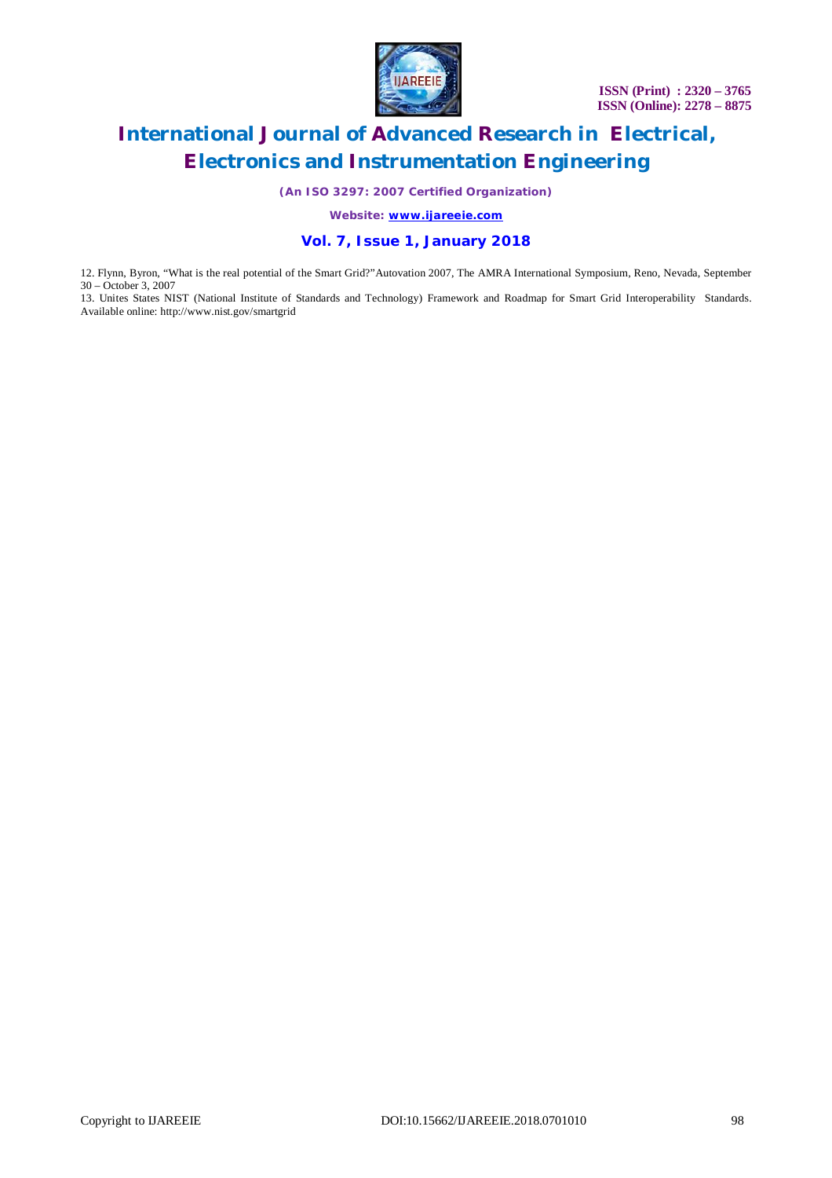12. Flynn, Byron, “What is the real potential of the Smart Grid?”Autovation 2007, The AMRA International Symposium, Reno, Nevada, September 30 – October 3, 2007

13. Unites States NIST (National Institute of Standards and Technology) Framework and Roadmap for Smart Grid Interoperability Standards. Available online: http://www.nist.gov/smartgrid